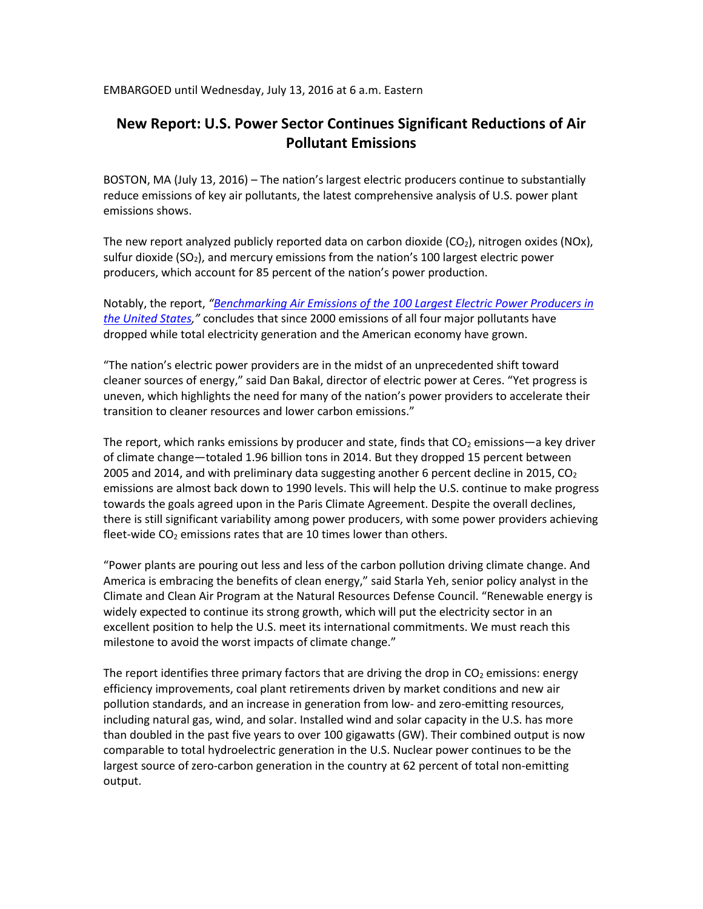EMBARGOED until Wednesday, July 13, 2016 at 6 a.m. Eastern

# New Report: U.S. Power Sector Continues Significant Reductions of Air Pollutant Emissions

BOSTON, MA (July 13, 2016) – The nation's largest electric producers continue to substantially reduce emissions of key air pollutants, the latest comprehensive analysis of U.S. power plant emissions shows.

The new report analyzed publicly reported data on carbon dioxide ($CO_2$), nitrogen oxides (NOx), sulfur dioxide ($SO_2$), and mercury emissions from the nation's 100 largest electric power producers, which account for 85 percent of the nation's power production.

Notably, the report, *"Benchmarking Air Emissions of the 100 Largest Electric Power Producers in the United States,"* concludes that since 2000 emissions of all four major pollutants have dropped while total electricity generation and the American economy have grown.

"The nation's electric power providers are in the midst of an unprecedented shift toward cleaner sources of energy," said Dan Bakal, director of electric power at Ceres. "Yet progress is uneven, which highlights the need for many of the nation's power providers to accelerate their transition to cleaner resources and lower carbon emissions."

The report, which ranks emissions by producer and state, finds that $CO_2$ emissions—a key driver of climate change—totaled 1.96 billion tons in 2014. But they dropped 15 percent between 2005 and 2014, and with preliminary data suggesting another 6 percent decline in 2015, $CO_2$ emissions are almost back down to 1990 levels. This will help the U.S. continue to make progress towards the goals agreed upon in the Paris Climate Agreement. Despite the overall declines, there is still significant variability among power producers, with some power providers achieving fleet-wide $CO_2$ emissions rates that are 10 times lower than others.

"Power plants are pouring out less and less of the carbon pollution driving climate change. And America is embracing the benefits of clean energy," said Starla Yeh, senior policy analyst in the Climate and Clean Air Program at the Natural Resources Defense Council. "Renewable energy is widely expected to continue its strong growth, which will put the electricity sector in an excellent position to help the U.S. meet its international commitments. We must reach this milestone to avoid the worst impacts of climate change."

The report identifies three primary factors that are driving the drop in $CO_2$ emissions: energy efficiency improvements, coal plant retirements driven by market conditions and new air pollution standards, and an increase in generation from low- and zero-emitting resources, including natural gas, wind, and solar. Installed wind and solar capacity in the U.S. has more than doubled in the past five years to over 100 gigawatts (GW). Their combined output is now comparable to total hydroelectric generation in the U.S. Nuclear power continues to be the largest source of zero-carbon generation in the country at 62 percent of total non-emitting output.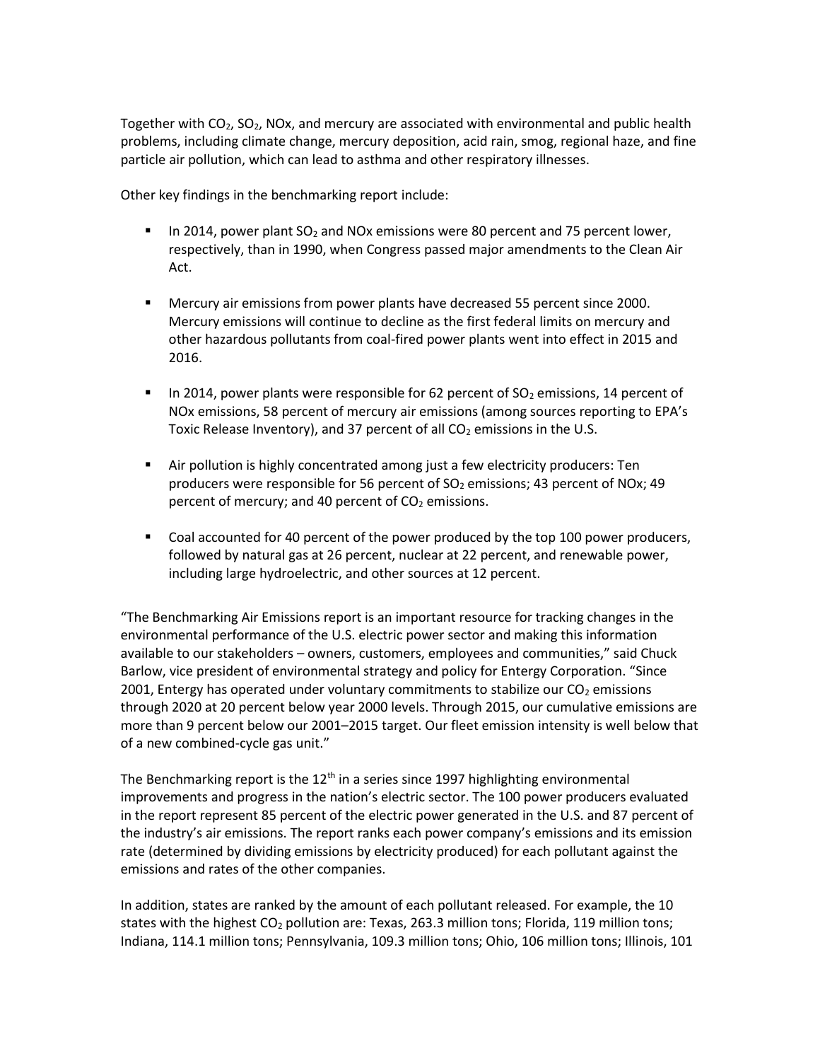Together with $CO_2$, $SO_2$, NOx, and mercury are associated with environmental and public health problems, including climate change, mercury deposition, acid rain, smog, regional haze, and fine particle air pollution, which can lead to asthma and other respiratory illnesses.

Other key findings in the benchmarking report include:

- In 2014, power plant $SO_2$ and NOx emissions were 80 percent and 75 percent lower, respectively, than in 1990, when Congress passed major amendments to the Clean Air Act.

- Mercury air emissions from power plants have decreased 55 percent since 2000. Mercury emissions will continue to decline as the first federal limits on mercury and other hazardous pollutants from coal-fired power plants went into effect in 2015 and 2016.

- In 2014, power plants were responsible for 62 percent of $SO_2$ emissions, 14 percent of NOx emissions, 58 percent of mercury air emissions (among sources reporting to EPA's Toxic Release Inventory), and 37 percent of all $CO_2$ emissions in the U.S.

- Air pollution is highly concentrated among just a few electricity producers: Ten producers were responsible for 56 percent of $SO_2$ emissions; 43 percent of NOx; 49 percent of mercury; and 40 percent of $CO_2$ emissions.

- Coal accounted for 40 percent of the power produced by the top 100 power producers, followed by natural gas at 26 percent, nuclear at 22 percent, and renewable power, including large hydroelectric, and other sources at 12 percent.

"The Benchmarking Air Emissions report is an important resource for tracking changes in the environmental performance of the U.S. electric power sector and making this information available to our stakeholders – owners, customers, employees and communities," said Chuck Barlow, vice president of environmental strategy and policy for Entergy Corporation. "Since 2001, Entergy has operated under voluntary commitments to stabilize our $CO_2$ emissions through 2020 at 20 percent below year 2000 levels. Through 2015, our cumulative emissions are more than 9 percent below our 2001–2015 target. Our fleet emission intensity is well below that of a new combined-cycle gas unit."

The Benchmarking report is the 12th in a series since 1997 highlighting environmental improvements and progress in the nation's electric sector. The 100 power producers evaluated in the report represent 85 percent of the electric power generated in the U.S. and 87 percent of the industry's air emissions. The report ranks each power company's emissions and its emission rate (determined by dividing emissions by electricity produced) for each pollutant against the emissions and rates of the other companies.

In addition, states are ranked by the amount of each pollutant released. For example, the 10 states with the highest $CO_2$ pollution are: Texas, 263.3 million tons; Florida, 119 million tons; Indiana, 114.1 million tons; Pennsylvania, 109.3 million tons; Ohio, 106 million tons; Illinois, 101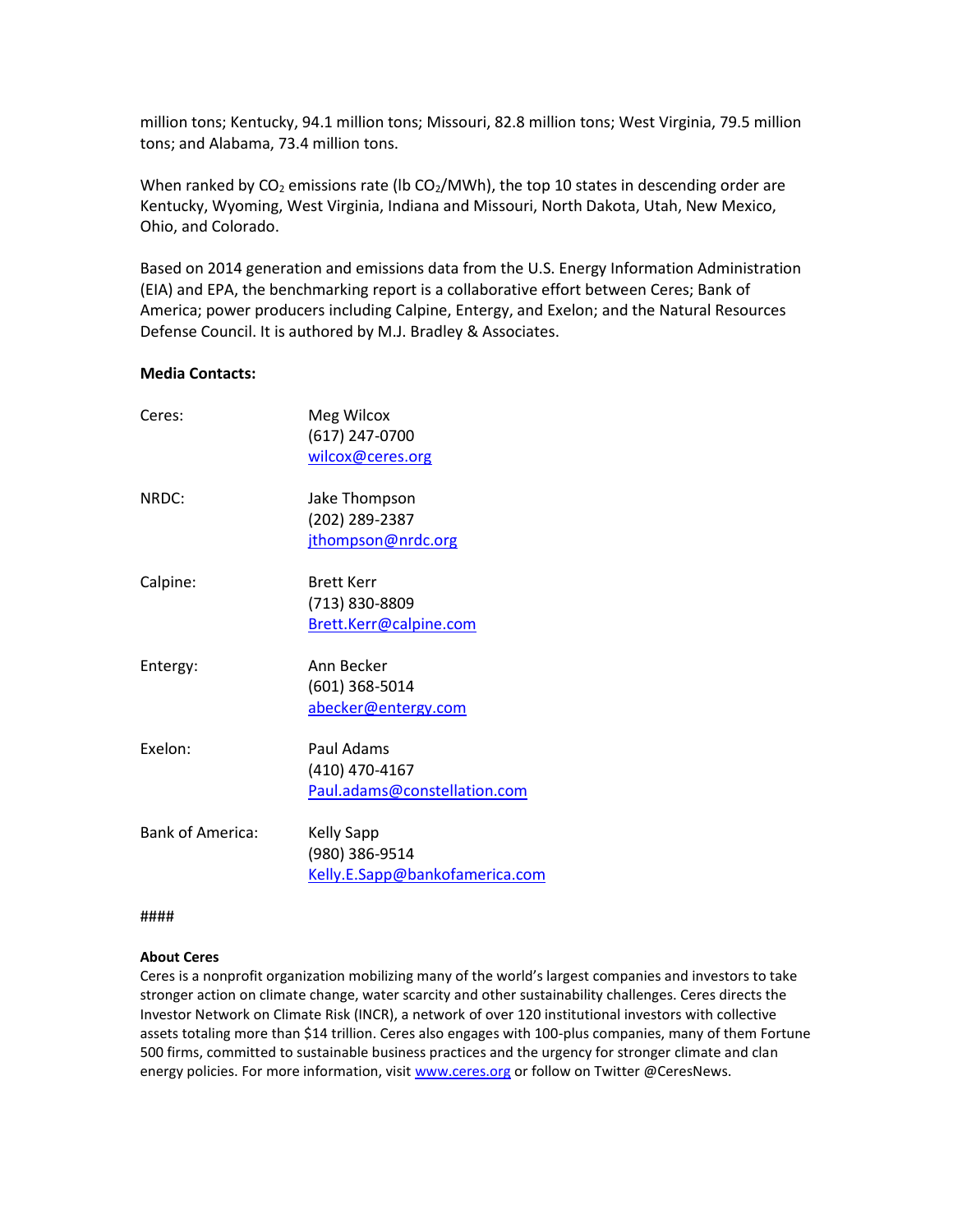million tons; Kentucky, 94.1 million tons; Missouri, 82.8 million tons; West Virginia, 79.5 million tons; and Alabama, 73.4 million tons.

When ranked by $CO_2$ emissions rate (lb $CO_2$/MWh), the top 10 states in descending order are Kentucky, Wyoming, West Virginia, Indiana and Missouri, North Dakota, Utah, New Mexico, Ohio, and Colorado.

Based on 2014 generation and emissions data from the U.S. Energy Information Administration (EIA) and EPA, the benchmarking report is a collaborative effort between Ceres; Bank of America; power producers including Calpine, Entergy, and Exelon; and the Natural Resources Defense Council. It is authored by M.J. Bradley & Associates.

**Media Contacts:**

| | |
|---|---|
| Ceres: | Meg Wilcox<br>(617) 247-0700<br>wilcox@ceres.org |
| NRDC: | Jake Thompson<br>(202) 289-2387<br>jthompson@nrdc.org |
| Calpine: | Brett Kerr<br>(713) 830-8809<br>Brett.Kerr@calpine.com |
| Entergy: | Ann Becker<br>(601) 368-5014<br>abecker@entergy.com |
| Exelon: | Paul Adams<br>(410) 470-4167<br>Paul.adams@constellation.com |
| Bank of America: | Kelly Sapp<br>(980) 386-9514<br>Kelly.E.Sapp@bankofamerica.com |

####

**About Ceres**

Ceres is a nonprofit organization mobilizing many of the world's largest companies and investors to take stronger action on climate change, water scarcity and other sustainability challenges. Ceres directs the Investor Network on Climate Risk (INCR), a network of over 120 institutional investors with collective assets totaling more than $14 trillion. Ceres also engages with 100-plus companies, many of them Fortune 500 firms, committed to sustainable business practices and the urgency for stronger climate and clan energy policies. For more information, visit www.ceres.org or follow on Twitter @CeresNews.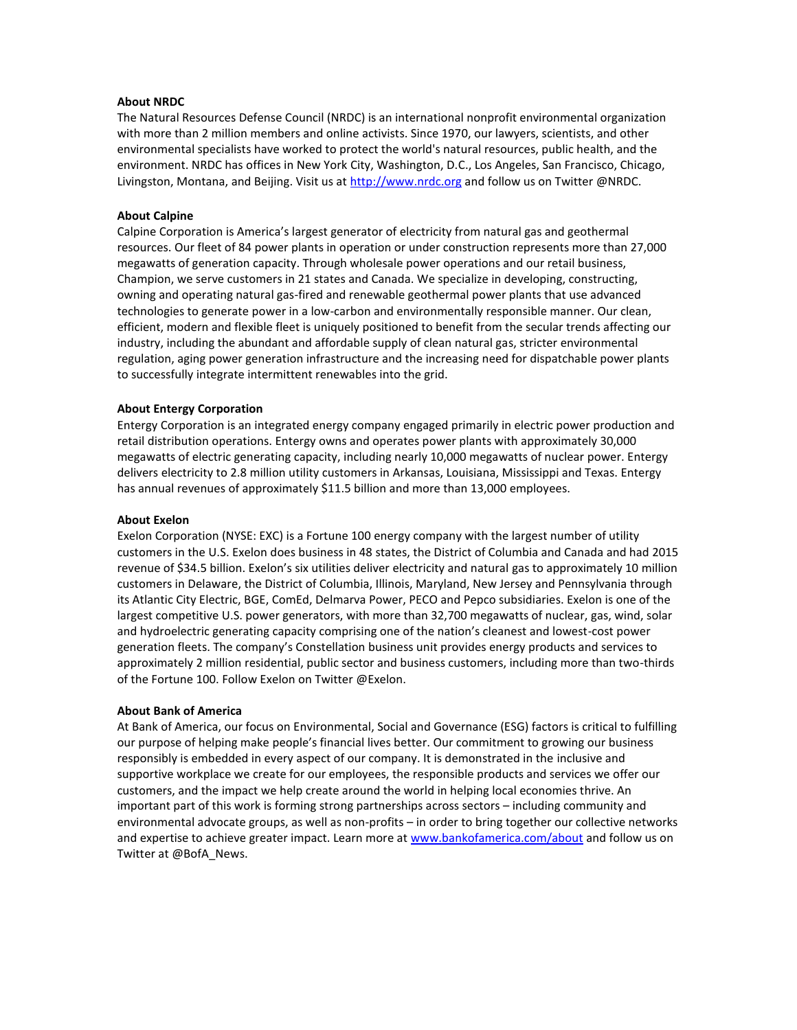**About NRDC**

The Natural Resources Defense Council (NRDC) is an international nonprofit environmental organization with more than 2 million members and online activists. Since 1970, our lawyers, scientists, and other environmental specialists have worked to protect the world's natural resources, public health, and the environment. NRDC has offices in New York City, Washington, D.C., Los Angeles, San Francisco, Chicago, Livingston, Montana, and Beijing. Visit us at http://www.nrdc.org and follow us on Twitter @NRDC.

**About Calpine**

Calpine Corporation is America's largest generator of electricity from natural gas and geothermal resources. Our fleet of 84 power plants in operation or under construction represents more than 27,000 megawatts of generation capacity. Through wholesale power operations and our retail business, Champion, we serve customers in 21 states and Canada. We specialize in developing, constructing, owning and operating natural gas-fired and renewable geothermal power plants that use advanced technologies to generate power in a low-carbon and environmentally responsible manner. Our clean, efficient, modern and flexible fleet is uniquely positioned to benefit from the secular trends affecting our industry, including the abundant and affordable supply of clean natural gas, stricter environmental regulation, aging power generation infrastructure and the increasing need for dispatchable power plants to successfully integrate intermittent renewables into the grid.

**About Entergy Corporation**

Entergy Corporation is an integrated energy company engaged primarily in electric power production and retail distribution operations. Entergy owns and operates power plants with approximately 30,000 megawatts of electric generating capacity, including nearly 10,000 megawatts of nuclear power. Entergy delivers electricity to 2.8 million utility customers in Arkansas, Louisiana, Mississippi and Texas. Entergy has annual revenues of approximately $11.5 billion and more than 13,000 employees.

**About Exelon**

Exelon Corporation (NYSE: EXC) is a Fortune 100 energy company with the largest number of utility customers in the U.S. Exelon does business in 48 states, the District of Columbia and Canada and had 2015 revenue of $34.5 billion. Exelon's six utilities deliver electricity and natural gas to approximately 10 million customers in Delaware, the District of Columbia, Illinois, Maryland, New Jersey and Pennsylvania through its Atlantic City Electric, BGE, ComEd, Delmarva Power, PECO and Pepco subsidiaries. Exelon is one of the largest competitive U.S. power generators, with more than 32,700 megawatts of nuclear, gas, wind, solar and hydroelectric generating capacity comprising one of the nation's cleanest and lowest-cost power generation fleets. The company's Constellation business unit provides energy products and services to approximately 2 million residential, public sector and business customers, including more than two-thirds of the Fortune 100. Follow Exelon on Twitter @Exelon.

**About Bank of America**

At Bank of America, our focus on Environmental, Social and Governance (ESG) factors is critical to fulfilling our purpose of helping make people's financial lives better. Our commitment to growing our business responsibly is embedded in every aspect of our company. It is demonstrated in the inclusive and supportive workplace we create for our employees, the responsible products and services we offer our customers, and the impact we help create around the world in helping local economies thrive. An important part of this work is forming strong partnerships across sectors – including community and environmental advocate groups, as well as non-profits – in order to bring together our collective networks and expertise to achieve greater impact. Learn more at www.bankofamerica.com/about and follow us on Twitter at @BofA_News.